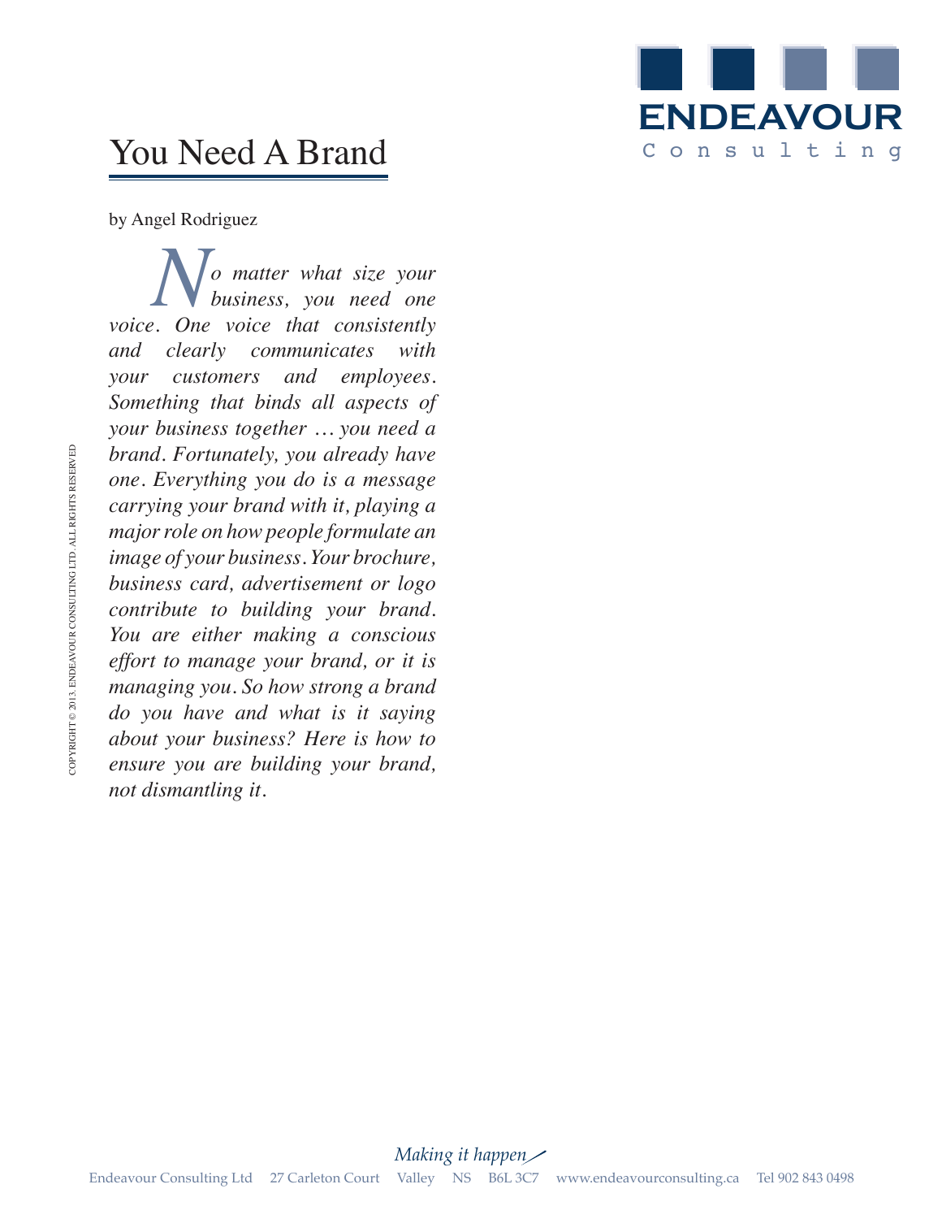# You Need A Brand

by Angel Rodriguez

*No matter what size your business, you need one voice. One voice that consistently and clearly communicates with your customers and employees. Something that binds all aspects of your business together … you need a brand. Fortunately, you already have one. Everything you do is a message carrying your brand with it, playing a major role on how people formulate an image of your business. Your brochure, business card, advertisement or logo contribute to building your brand. You are either making a conscious effort to manage your brand, or it is managing you. So how strong a brand do you have and what is it saying about your business? Here is how to ensure you are building your brand, not dismantling it.*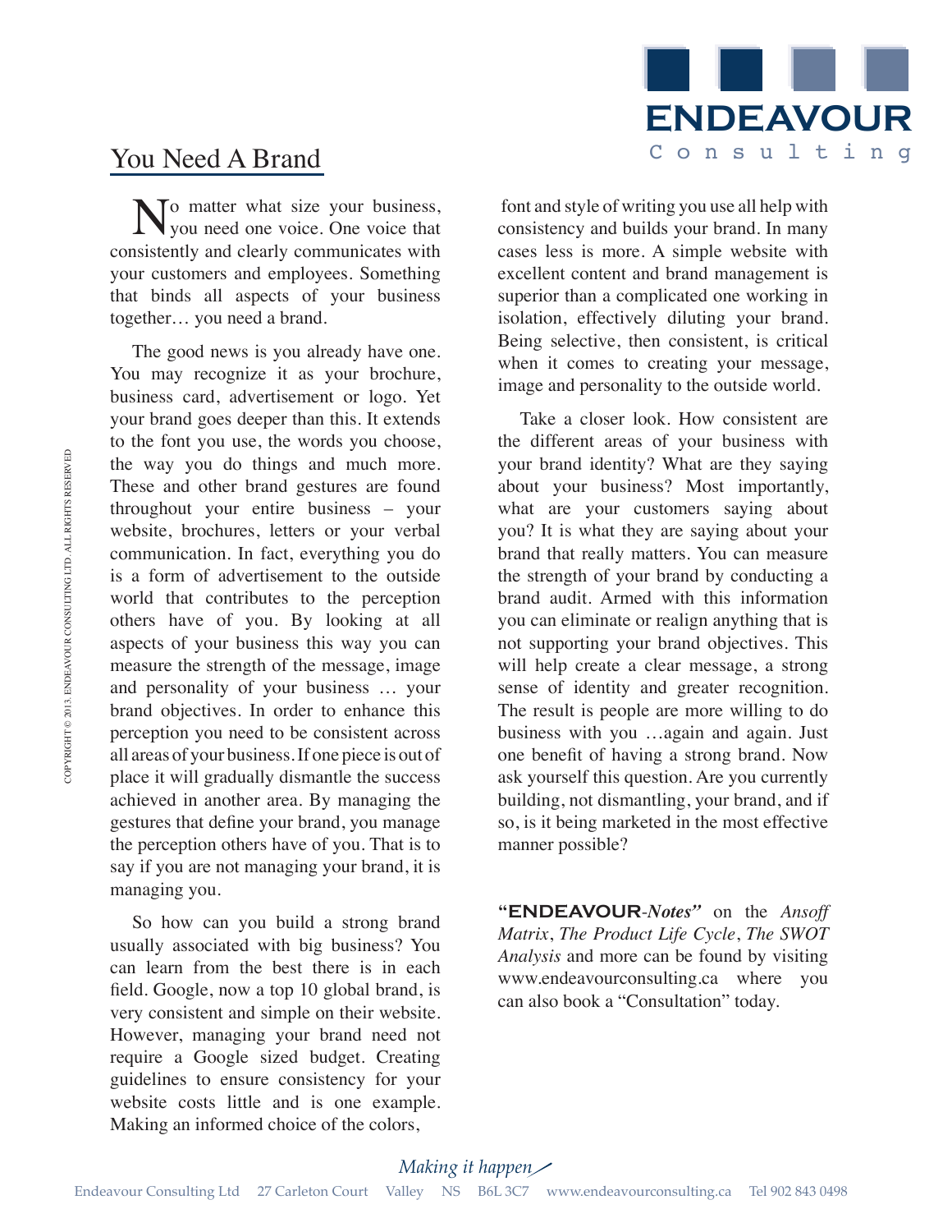# You Need A Brand

No matter what size your business, you need one voice. One voice that consistently and clearly communicates with your customers and employees. Something that binds all aspects of your business together… you need a brand.

The good news is you already have one. You may recognize it as your brochure, business card, advertisement or logo. Yet your brand goes deeper than this. It extends to the font you use, the words you choose, the way you do things and much more. These and other brand gestures are found throughout your entire business – your website, brochures, letters or your verbal communication. In fact, everything you do is a form of advertisement to the outside world that contributes to the perception others have of you. By looking at all aspects of your business this way you can measure the strength of the message, image and personality of your business … your brand objectives. In order to enhance this perception you need to be consistent across all areas of your business. If one piece is out of place it will gradually dismantle the success achieved in another area. By managing the gestures that define your brand, you manage the perception others have of you. That is to say if you are not managing your brand, it is managing you.

So how can you build a strong brand usually associated with big business? You can learn from the best there is in each field. Google, now a top 10 global brand, is very consistent and simple on their website. However, managing your brand need not require a Google sized budget. Creating guidelines to ensure consistency for your website costs little and is one example. Making an informed choice of the colors, font and style of writing you use all help with consistency and builds your brand. In many cases less is more. A simple website with excellent content and brand management is superior than a complicated one working in isolation, effectively diluting your brand. Being selective, then consistent, is critical when it comes to creating your message, image and personality to the outside world.

Take a closer look. How consistent are the different areas of your business with your brand identity? What are they saying about your business? Most importantly, what are your customers saying about you? It is what they are saying about your brand that really matters. You can measure the strength of your brand by conducting a brand audit. Armed with this information you can eliminate or realign anything that is not supporting your brand objectives. This will help create a clear message, a strong sense of identity and greater recognition. The result is people are more willing to do business with you …again and again. Just one benefit of having a strong brand. Now ask yourself this question. Are you currently building, not dismantling, your brand, and if so, is it being marketed in the most effective manner possible?

**"ENDEAVOUR**-***Notes"*** on the *Ansoff Matrix*, *The Product Life Cycle*, *The SWOT Analysis* and more can be found by visiting www.endeavourconsulting.ca where you can also book a "Consultation" today.

COPYRIGHT © 2013. ENDEAVOUR CONSULTING LTD. ALL RIGHTS RESERVED

*Making it happen*

Endeavour Consulting Ltd 27 Carleton Court Valley NS B6L 3C7 www.endeavourconsulting.ca Tel 902 843 0498